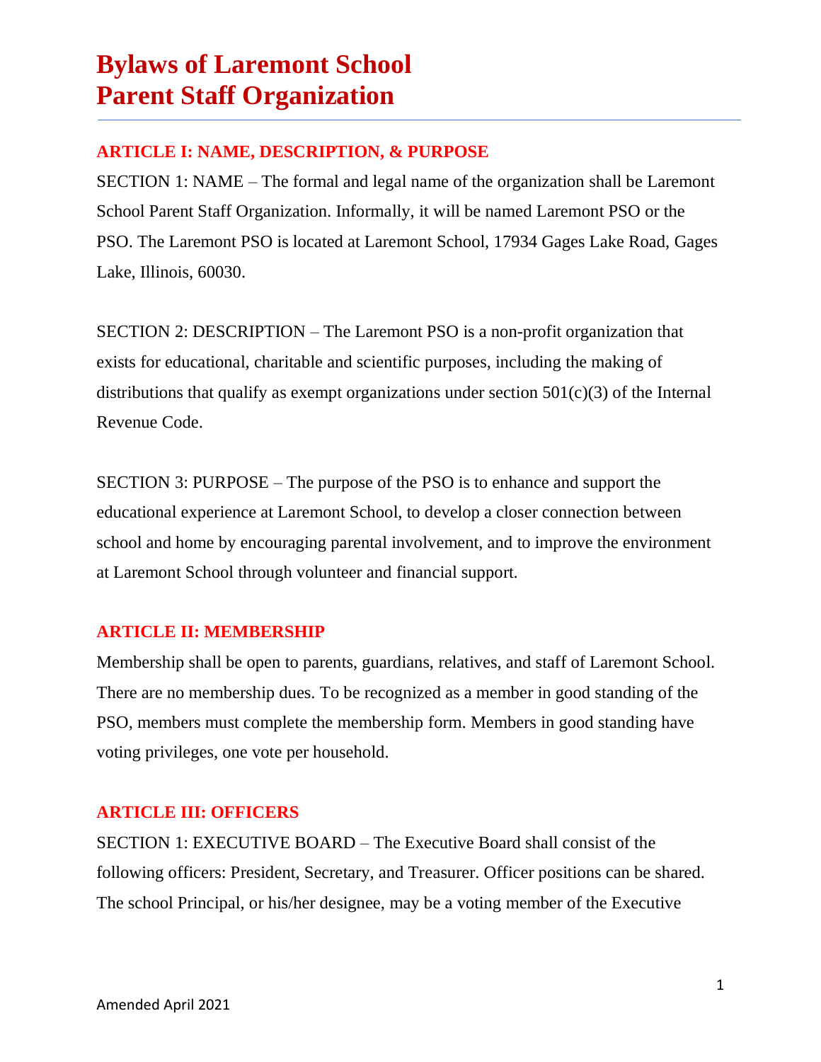# Bylaws of Laremont School Parent Staff Organization

## ARTICLE I: NAME, DESCRIPTION, & PURPOSE

SECTION 1: NAME – The formal and legal name of the organization shall be Laremont School Parent Staff Organization. Informally, it will be named Laremont PSO or the PSO. The Laremont PSO is located at Laremont School, 17934 Gages Lake Road, Gages Lake, Illinois, 60030.

SECTION 2: DESCRIPTION – The Laremont PSO is a non-profit organization that exists for educational, charitable and scientific purposes, including the making of distributions that qualify as exempt organizations under section 501(c)(3) of the Internal Revenue Code.

SECTION 3: PURPOSE – The purpose of the PSO is to enhance and support the educational experience at Laremont School, to develop a closer connection between school and home by encouraging parental involvement, and to improve the environment at Laremont School through volunteer and financial support.

## ARTICLE II: MEMBERSHIP

Membership shall be open to parents, guardians, relatives, and staff of Laremont School. There are no membership dues. To be recognized as a member in good standing of the PSO, members must complete the membership form. Members in good standing have voting privileges, one vote per household.

## ARTICLE III: OFFICERS

SECTION 1: EXECUTIVE BOARD – The Executive Board shall consist of the following officers: President, Secretary, and Treasurer. Officer positions can be shared. The school Principal, or his/her designee, may be a voting member of the Executive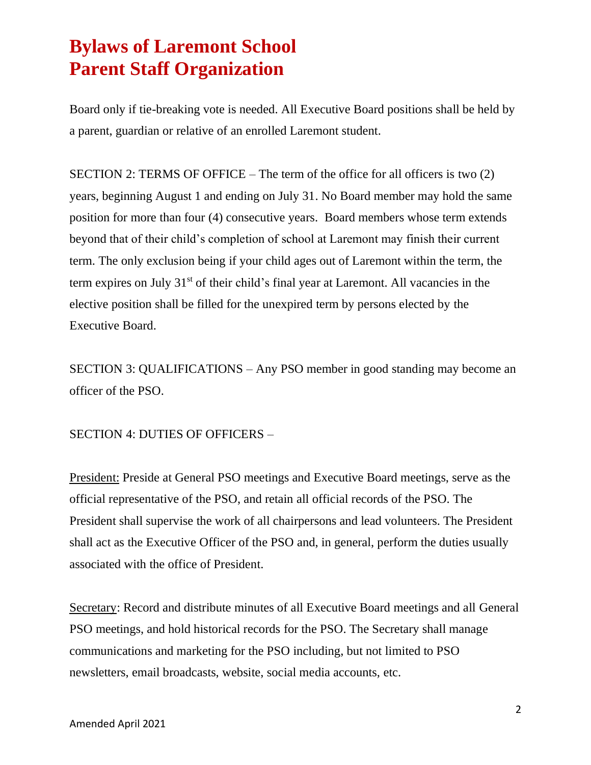Board only if tie-breaking vote is needed. All Executive Board positions shall be held by a parent, guardian or relative of an enrolled Laremont student.

SECTION 2: TERMS OF OFFICE – The term of the office for all officers is two (2) years, beginning August 1 and ending on July 31. No Board member may hold the same position for more than four (4) consecutive years. Board members whose term extends beyond that of their child's completion of school at Laremont may finish their current term. The only exclusion being if your child ages out of Laremont within the term, the term expires on July 31st of their child's final year at Laremont. All vacancies in the elective position shall be filled for the unexpired term by persons elected by the Executive Board.

SECTION 3: QUALIFICATIONS – Any PSO member in good standing may become an officer of the PSO.

SECTION 4: DUTIES OF OFFICERS –

President: Preside at General PSO meetings and Executive Board meetings, serve as the official representative of the PSO, and retain all official records of the PSO. The President shall supervise the work of all chairpersons and lead volunteers. The President shall act as the Executive Officer of the PSO and, in general, perform the duties usually associated with the office of President.

Secretary: Record and distribute minutes of all Executive Board meetings and all General PSO meetings, and hold historical records for the PSO. The Secretary shall manage communications and marketing for the PSO including, but not limited to PSO newsletters, email broadcasts, website, social media accounts, etc.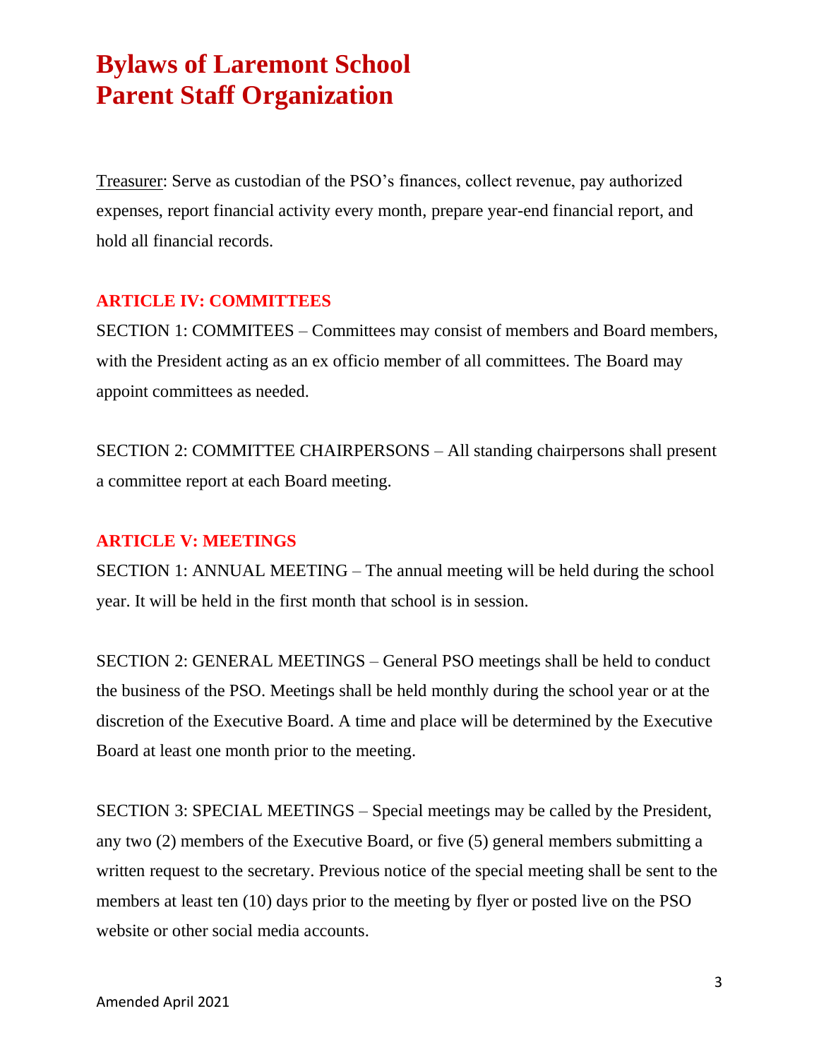Treasurer: Serve as custodian of the PSO's finances, collect revenue, pay authorized expenses, report financial activity every month, prepare year-end financial report, and hold all financial records.

## ARTICLE IV: COMMITTEES

SECTION 1: COMMITEES – Committees may consist of members and Board members, with the President acting as an ex officio member of all committees. The Board may appoint committees as needed.

SECTION 2: COMMITTEE CHAIRPERSONS – All standing chairpersons shall present a committee report at each Board meeting.

## ARTICLE V: MEETINGS

SECTION 1: ANNUAL MEETING – The annual meeting will be held during the school year. It will be held in the first month that school is in session.

SECTION 2: GENERAL MEETINGS – General PSO meetings shall be held to conduct the business of the PSO. Meetings shall be held monthly during the school year or at the discretion of the Executive Board. A time and place will be determined by the Executive Board at least one month prior to the meeting.

SECTION 3: SPECIAL MEETINGS – Special meetings may be called by the President, any two (2) members of the Executive Board, or five (5) general members submitting a written request to the secretary. Previous notice of the special meeting shall be sent to the members at least ten (10) days prior to the meeting by flyer or posted live on the PSO website or other social media accounts.

Amended April 2021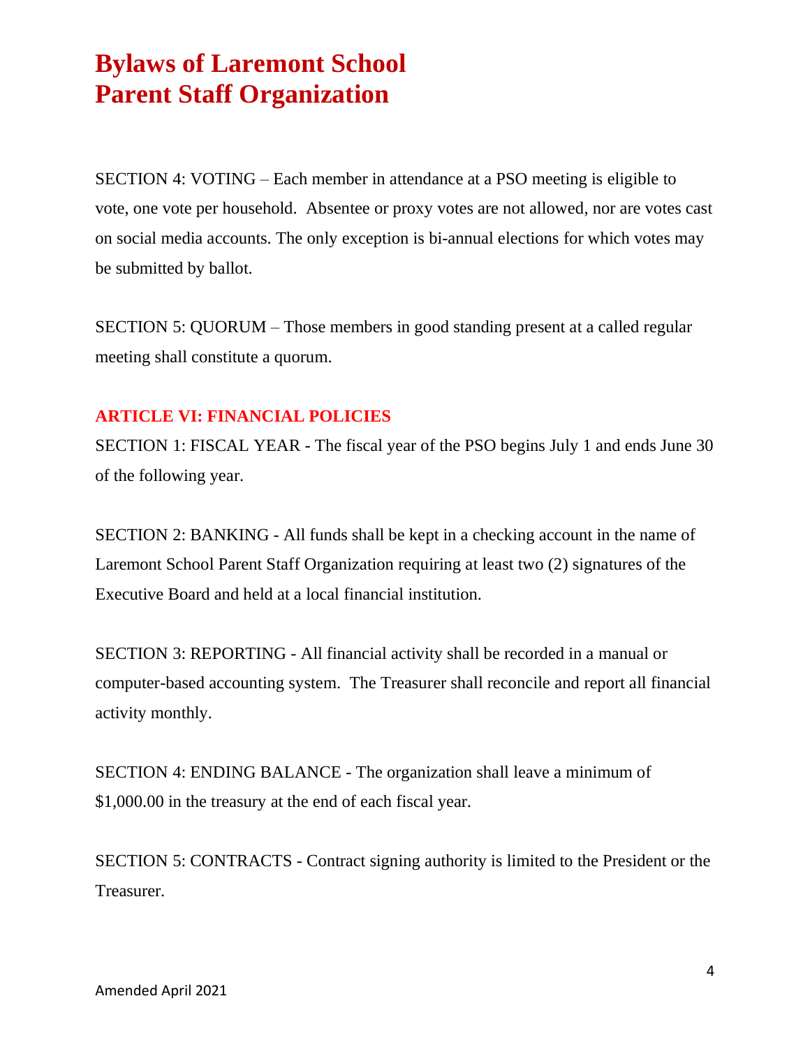SECTION 4: VOTING – Each member in attendance at a PSO meeting is eligible to vote, one vote per household. Absentee or proxy votes are not allowed, nor are votes cast on social media accounts. The only exception is bi-annual elections for which votes may be submitted by ballot.

SECTION 5: QUORUM – Those members in good standing present at a called regular meeting shall constitute a quorum.

## ARTICLE VI: FINANCIAL POLICIES

SECTION 1: FISCAL YEAR - The fiscal year of the PSO begins July 1 and ends June 30 of the following year.

SECTION 2: BANKING - All funds shall be kept in a checking account in the name of Laremont School Parent Staff Organization requiring at least two (2) signatures of the Executive Board and held at a local financial institution.

SECTION 3: REPORTING - All financial activity shall be recorded in a manual or computer-based accounting system. The Treasurer shall reconcile and report all financial activity monthly.

SECTION 4: ENDING BALANCE - The organization shall leave a minimum of $1,000.00 in the treasury at the end of each fiscal year.

SECTION 5: CONTRACTS - Contract signing authority is limited to the President or the Treasurer.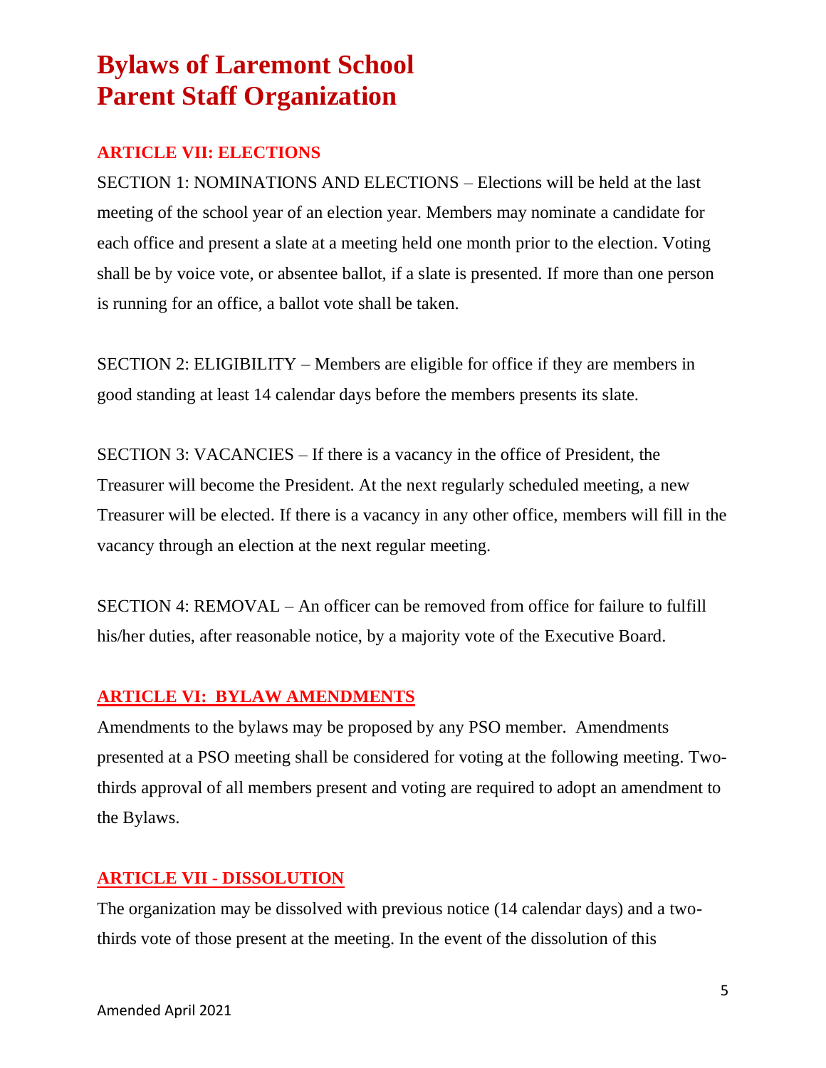# Bylaws of Laremont School Parent Staff Organization

## ARTICLE VII: ELECTIONS

SECTION 1: NOMINATIONS AND ELECTIONS – Elections will be held at the last meeting of the school year of an election year. Members may nominate a candidate for each office and present a slate at a meeting held one month prior to the election. Voting shall be by voice vote, or absentee ballot, if a slate is presented. If more than one person is running for an office, a ballot vote shall be taken.

SECTION 2: ELIGIBILITY – Members are eligible for office if they are members in good standing at least 14 calendar days before the members presents its slate.

SECTION 3: VACANCIES – If there is a vacancy in the office of President, the Treasurer will become the President. At the next regularly scheduled meeting, a new Treasurer will be elected. If there is a vacancy in any other office, members will fill in the vacancy through an election at the next regular meeting.

SECTION 4: REMOVAL – An officer can be removed from office for failure to fulfill his/her duties, after reasonable notice, by a majority vote of the Executive Board.

## ARTICLE VI: BYLAW AMENDMENTS

Amendments to the bylaws may be proposed by any PSO member. Amendments presented at a PSO meeting shall be considered for voting at the following meeting. Two-thirds approval of all members present and voting are required to adopt an amendment to the Bylaws.

## ARTICLE VII - DISSOLUTION

The organization may be dissolved with previous notice (14 calendar days) and a two-thirds vote of those present at the meeting. In the event of the dissolution of this

Amended April 2021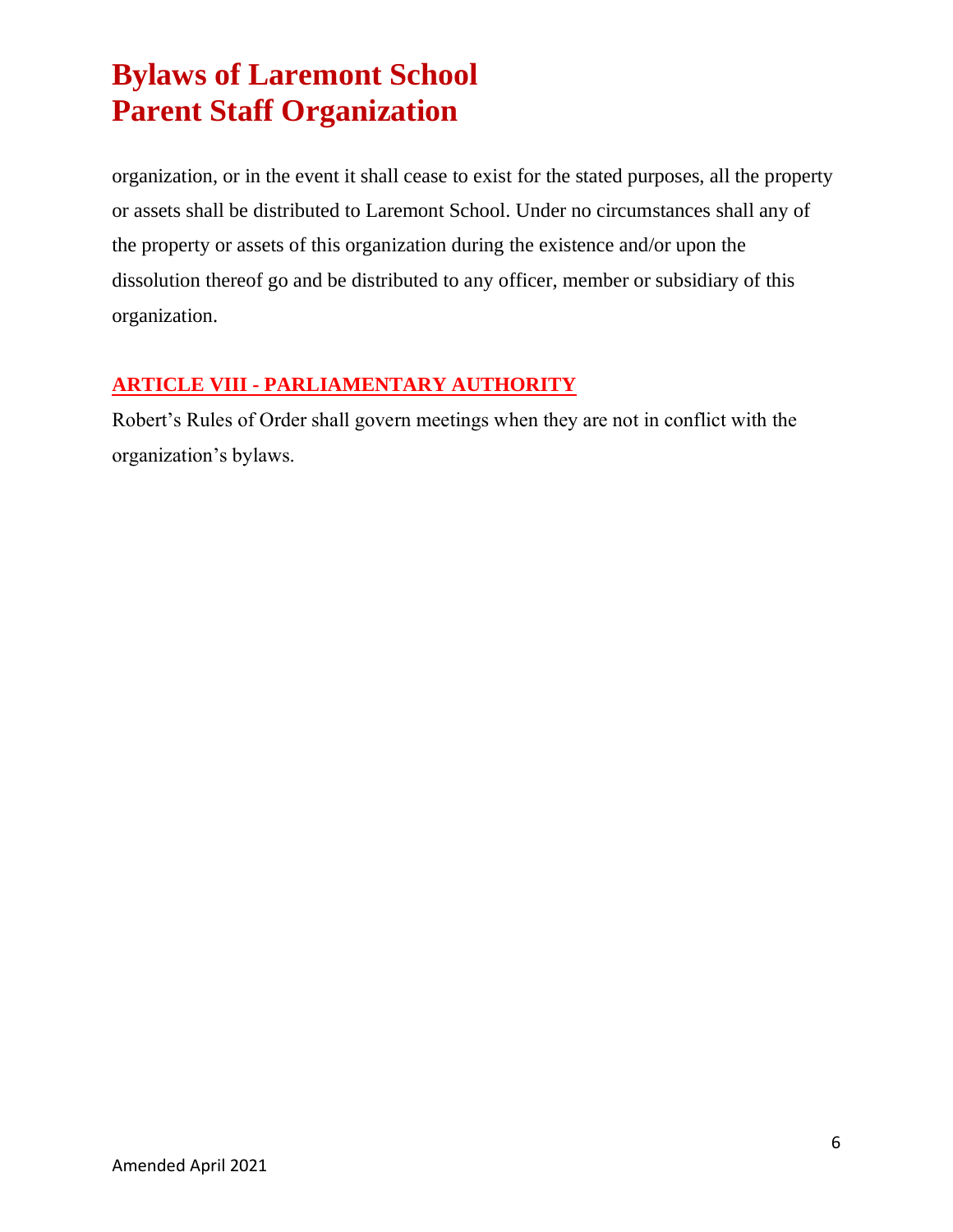organization, or in the event it shall cease to exist for the stated purposes, all the property or assets shall be distributed to Laremont School. Under no circumstances shall any of the property or assets of this organization during the existence and/or upon the dissolution thereof go and be distributed to any officer, member or subsidiary of this organization.

## ARTICLE VIII - PARLIAMENTARY AUTHORITY

Robert's Rules of Order shall govern meetings when they are not in conflict with the organization's bylaws.